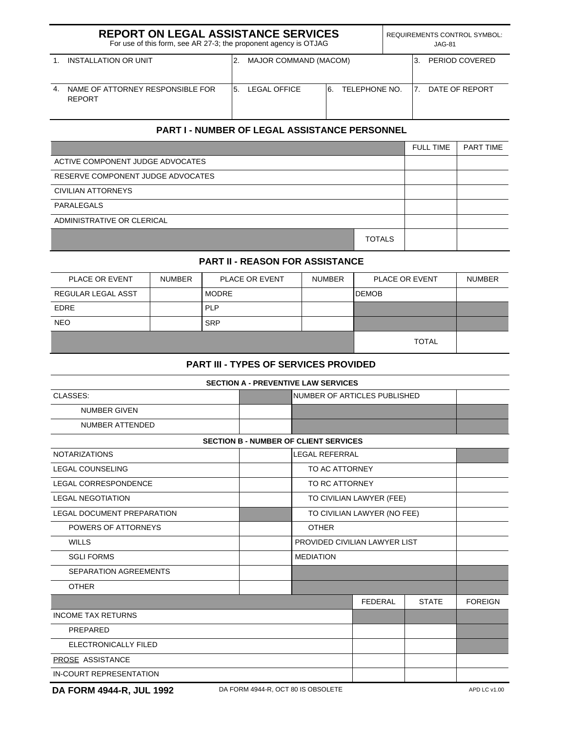# REPORT ON LEGAL ASSISTANCE SERVICES

For use of this form, see AR 27-3; the proponent agency is OTJAG

REQUIREMENTS CONTROL SYMBOL: JAG-81

| 1. INSTALLATION OR UNIT | 2. MAJOR COMMAND (MACOM) | | 3. PERIOD COVERED |
|---|---|---|---|
| 4. NAME OF ATTORNEY RESPONSIBLE FOR REPORT | 5. LEGAL OFFICE | 6. TELEPHONE NO. | 7. DATE OF REPORT |

## PART I - NUMBER OF LEGAL ASSISTANCE PERSONNEL

| | FULL TIME | PART TIME |
|---|---|---|
| ACTIVE COMPONENT JUDGE ADVOCATES | | |
| RESERVE COMPONENT JUDGE ADVOCATES | | |
| CIVILIAN ATTORNEYS | | |
| PARALEGALS | | |
| ADMINISTRATIVE OR CLERICAL | | |
| TOTALS | | |

## PART II - REASON FOR ASSISTANCE

| PLACE OR EVENT | NUMBER | PLACE OR EVENT | NUMBER | PLACE OR EVENT | NUMBER |
|---|---|---|---|---|---|
| REGULAR LEGAL ASST | | MODRE | | DEMOB | |
| EDRE | | PLP | | | |
| NEO | | SRP | | | |
| | | | | TOTAL | |

## PART III - TYPES OF SERVICES PROVIDED

### SECTION A - PREVENTIVE LAW SERVICES

| | | | |
|---|---|---|---|
| CLASSES: | | NUMBER OF ARTICLES PUBLISHED | |
| NUMBER GIVEN | | | |
| NUMBER ATTENDED | | | |

### SECTION B - NUMBER OF CLIENT SERVICES

| | | | |
|---|---|---|---|
| NOTARIZATIONS | | LEGAL REFERRAL | |
| LEGAL COUNSELING | | TO AC ATTORNEY | |
| LEGAL CORRESPONDENCE | | TO RC ATTORNEY | |
| LEGAL NEGOTIATION | | TO CIVILIAN LAWYER (FEE) | |
| LEGAL DOCUMENT PREPARATION | | TO CIVILIAN LAWYER (NO FEE) | |
| POWERS OF ATTORNEYS | | OTHER | |
| WILLS | | PROVIDED CIVILIAN LAWYER LIST | |
| SGLI FORMS | | MEDIATION | |
| SEPARATION AGREEMENTS | | | |
| OTHER | | | |

| | FEDERAL | STATE | FOREIGN |
|---|---|---|---|
| INCOME TAX RETURNS | | | |
| PREPARED | | | |
| ELECTRONICALLY FILED | | | |
| PROSE ASSISTANCE | | | |
| IN-COURT REPRESENTATION | | | |

**DA FORM 4944-R, JUL 1992** DA FORM 4944-R, OCT 80 IS OBSOLETE APD LC v1.00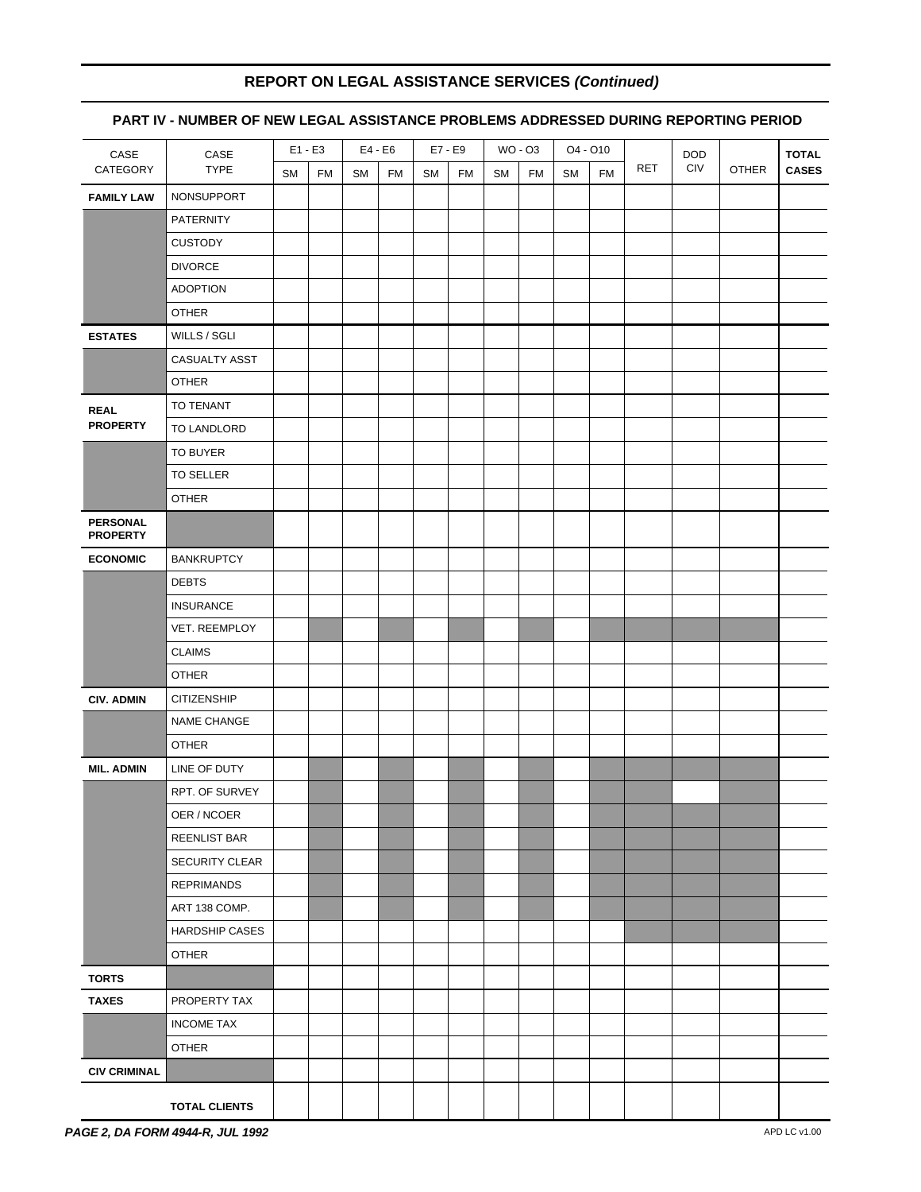## REPORT ON LEGAL ASSISTANCE SERVICES *(Continued)*

### PART IV - NUMBER OF NEW LEGAL ASSISTANCE PROBLEMS ADDRESSED DURING REPORTING PERIOD

| CASE CATEGORY | CASE TYPE | E1 - E3 | | E4 - E6 | | E7 - E9 | | WO - O3 | | O4 - O10 | | RET | DOD CIV | OTHER | TOTAL CASES |
|---|---|---|---|---|---|---|---|---|---|---|---|---|---|---|---|
| | | SM | FM | SM | FM | SM | FM | SM | FM | SM | FM | | | | |
| **FAMILY LAW** | NONSUPPORT | | | | | | | | | | | | | | |
| | PATERNITY | | | | | | | | | | | | | | |
| | CUSTODY | | | | | | | | | | | | | | |
| | DIVORCE | | | | | | | | | | | | | | |
| | ADOPTION | | | | | | | | | | | | | | |
| | OTHER | | | | | | | | | | | | | | |
| **ESTATES** | WILLS / SGLI | | | | | | | | | | | | | | |
| | CASUALTY ASST | | | | | | | | | | | | | | |
| | OTHER | | | | | | | | | | | | | | |
| **REAL PROPERTY** | TO TENANT | | | | | | | | | | | | | | |
| | TO LANDLORD | | | | | | | | | | | | | | |
| | TO BUYER | | | | | | | | | | | | | | |
| | TO SELLER | | | | | | | | | | | | | | |
| | OTHER | | | | | | | | | | | | | | |
| **PERSONAL PROPERTY** | | | | | | | | | | | | | | | |
| **ECONOMIC** | BANKRUPTCY | | | | | | | | | | | | | | |
| | DEBTS | | | | | | | | | | | | | | |
| | INSURANCE | | | | | | | | | | | | | | |
| | VET. REEMPLOY | | | | | | | | | | | | | | |
| | CLAIMS | | | | | | | | | | | | | | |
| | OTHER | | | | | | | | | | | | | | |
| **CIV. ADMIN** | CITIZENSHIP | | | | | | | | | | | | | | |
| | NAME CHANGE | | | | | | | | | | | | | | |
| | OTHER | | | | | | | | | | | | | | |
| **MIL. ADMIN** | LINE OF DUTY | | | | | | | | | | | | | | |
| | RPT. OF SURVEY | | | | | | | | | | | | | | |
| | OER / NCOER | | | | | | | | | | | | | | |
| | REENLIST BAR | | | | | | | | | | | | | | |
| | SECURITY CLEAR | | | | | | | | | | | | | | |
| | REPRIMANDS | | | | | | | | | | | | | | |
| | ART 138 COMP. | | | | | | | | | | | | | | |
| | HARDSHIP CASES | | | | | | | | | | | | | | |
| | OTHER | | | | | | | | | | | | | | |
| **TORTS** | | | | | | | | | | | | | | | |
| **TAXES** | PROPERTY TAX | | | | | | | | | | | | | | |
| | INCOME TAX | | | | | | | | | | | | | | |
| | OTHER | | | | | | | | | | | | | | |
| **CIV CRIMINAL** | | | | | | | | | | | | | | | |
| | **TOTAL CLIENTS** | | | | | | | | | | | | | | |

***PAGE 2, DA FORM 4944-R, JUL 1992*** APD LC v1.00